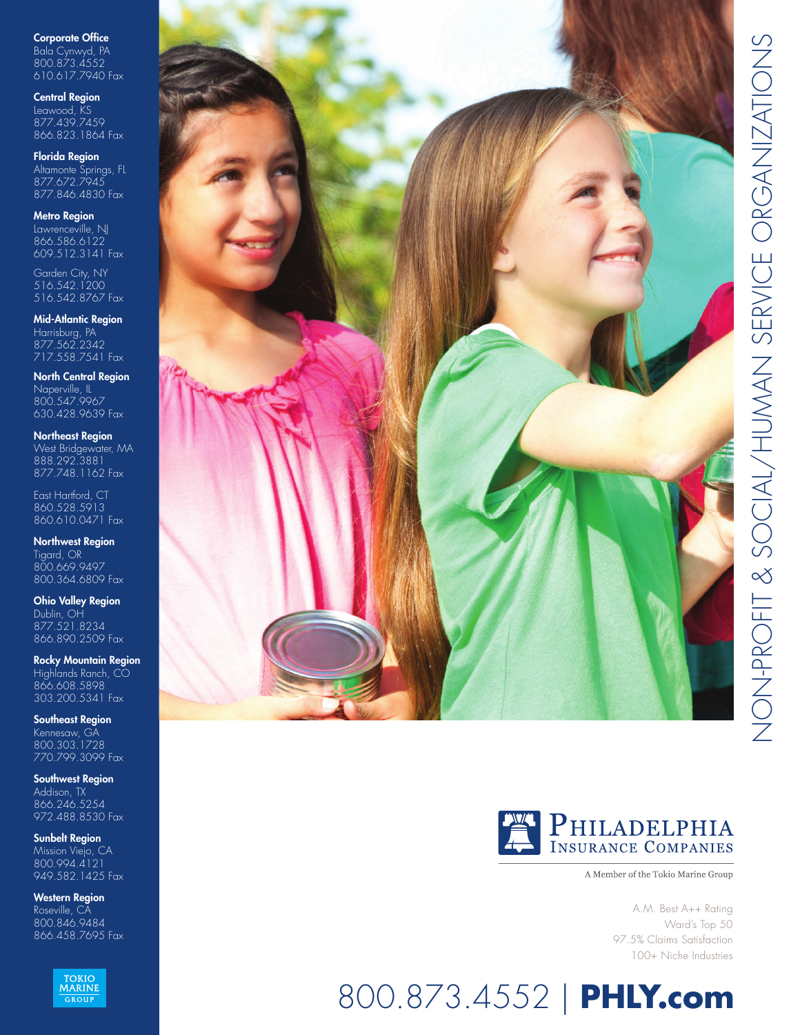# NON-PROFIT & SOCIAL/HUMAN SERVICE ORGANIZATIONS

**Corporate Office**
Bala Cynwyd, PA
800.873.4552
610.617.7940 Fax

**Central Region**
Leawood, KS
877.439.7459
866.823.1864 Fax

**Florida Region**
Altamonte Springs, FL
877.672.7945
877.846.4830 Fax

**Metro Region**
Lawrenceville, NJ
866.586.6122
609.512.3141 Fax

Garden City, NY
516.542.1200
516.542.8767 Fax

**Mid-Atlantic Region**
Harrisburg, PA
877.562.2342
717.558.7541 Fax

**North Central Region**
Naperville, IL
800.547.9967
630.428.9639 Fax

**Northeast Region**
West Bridgewater, MA
888.292.3881
877.748.1162 Fax

East Hartford, CT
860.528.5913
860.610.0471 Fax

**Northwest Region**
Tigard, OR
800.669.9497
800.364.6809 Fax

**Ohio Valley Region**
Dublin, OH
877.521.8234
866.890.2509 Fax

**Rocky Mountain Region**
Highlands Ranch, CO
866.608.5898
303.200.5341 Fax

**Southeast Region**
Kennesaw, GA
800.303.1728
770.799.3099 Fax

**Southwest Region**
Addison, TX
866.246.5254
972.488.8530 Fax

**Sunbelt Region**
Mission Viejo, CA
800.994.4121
949.582.1425 Fax

**Western Region**
Roseville, CA
800.846.9484
866.458.7695 Fax

TOKIO MARINE GROUP

PHILADELPHIA INSURANCE COMPANIES

A Member of the Tokio Marine Group

A.M. Best A++ Rating
Ward's Top 50
97.5% Claims Satisfaction
100+ Niche Industries

800.873.4552 | **PHLY.com**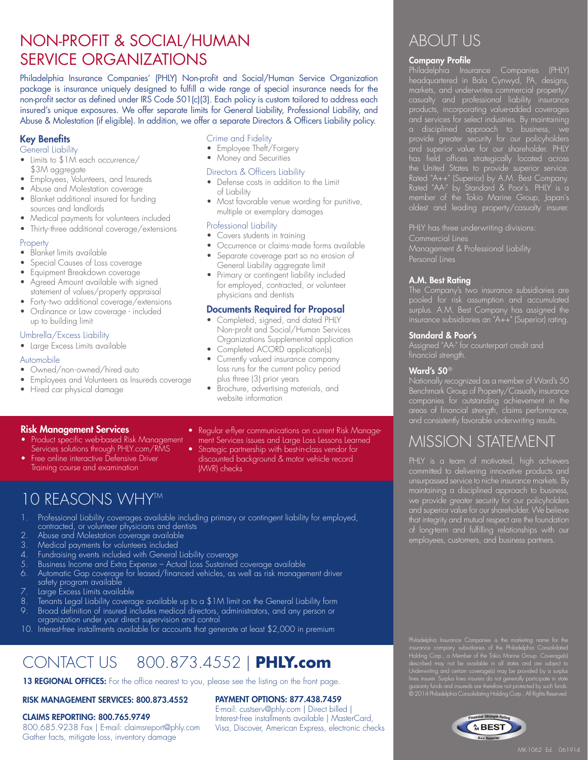# NON-PROFIT & SOCIAL/HUMAN SERVICE ORGANIZATIONS

Philadelphia Insurance Companies' (PHLY) Non-profit and Social/Human Service Organization package is insurance uniquely designed to fulfill a wide range of special insurance needs for the non-profit sector as defined under IRS Code 501(c)(3). Each policy is custom tailored to address each insured's unique exposures. We offer separate limits for General Liability, Professional Liability, and Abuse & Molestation (if eligible). In addition, we offer a separate Directors & Officers Liability policy.

## Key Benefits

### General Liability

- Limits to $1M each occurrence/ $3M aggregate
- Employees, Volunteers, and Insureds
- Abuse and Molestation coverage
- Blanket additional insured for funding sources and landlords
- Medical payments for volunteers included
- Thirty-three additional coverage/extensions

### Property

- Blanket limits available
- Special Causes of Loss coverage
- Equipment Breakdown coverage
- Agreed Amount available with signed statement of values/property appraisal
- Forty-two additional coverage/extensions
- Ordinance or Law coverage - included up to building limit

### Umbrella/Excess Liability

- Large Excess Limits available

### Automobile

- Owned/non-owned/hired auto
- Employees and Volunteers as Insureds coverage
- Hired car physical damage

### Crime and Fidelity

- Employee Theft/Forgery
- Money and Securities

### Directors & Officers Liability

- Defense costs in addition to the Limit of Liability
- Most favorable venue wording for punitive, multiple or exemplary damages

### Professional Liability

- Covers students in training
- Occurrence or claims-made forms available
- Separate coverage part so no erosion of General Liability aggregate limit
- Primary or contingent liability included for employed, contracted, or volunteer physicians and dentists

## Documents Required for Proposal

- Completed, signed, and dated PHLY Non-profit and Social/Human Services Organizations Supplemental application
- Completed ACORD application(s)
- Currently valued insurance company loss runs for the current policy period plus three (3) prior years
- Brochure, advertising materials, and website information

## Risk Management Services

- Product specific web-based Risk Management Services solutions through PHLY.com/RMS
- Free online interactive Defensive Driver Training course and examination
- Regular e-flyer communications on current Risk Management Services issues and Large Loss Lessons Learned
- Strategic partnership with best-in-class vendor for discounted background & motor vehicle record (MVR) checks

# 10 REASONS WHY™

1. Professional Liability coverages available including primary or contingent liability for employed, contracted, or volunteer physicians and dentists
2. Abuse and Molestation coverage available
3. Medical payments for volunteers included
4. Fundraising events included with General Liability coverage
5. Business Income and Extra Expense – Actual Loss Sustained coverage available
6. Automatic Gap coverage for leased/financed vehicles, as well as risk management driver safety program available
7. Large Excess Limits available
8. Tenants Legal Liability coverage available up to a $1M limit on the General Liability form
9. Broad definition of insured includes medical directors, administrators, and any person or organization under your direct supervision and control
10. Interest-free installments available for accounts that generate at least $2,000 in premium

# CONTACT US 800.873.4552 | **PHLY.com**

**13 REGIONAL OFFICES:** For the office nearest to you, please see the listing on the front page.

**RISK MANAGEMENT SERVICES: 800.873.4552**

**CLAIMS REPORTING: 800.765.9749**
800.685.9238 Fax | E-mail: claimsreport@phly.com
Gather facts, mitigate loss, inventory damage

**PAYMENT OPTIONS: 877.438.7459**
E-mail: custserv@phly.com | Direct billed | Interest-free installments available | MasterCard, Visa, Discover, American Express, electronic checks

# ABOUT US

### Company Profile

Philadelphia Insurance Companies (PHLY) headquartered in Bala Cynwyd, PA, designs, markets, and underwrites commercial property/casualty and professional liability insurance products, incorporating value-added coverages and services for select industries. By maintaining a disciplined approach to business, we provide greater security for our policyholders and superior value for our shareholder. PHLY has field offices strategically located across the United States to provide superior service. Rated "A++" (Superior) by A.M. Best Company. Rated "AA-" by Standard & Poor's. PHLY is a member of the Tokio Marine Group, Japan's oldest and leading property/casualty insurer.

PHLY has three underwriting divisions:
Commercial Lines
Management & Professional Liability
Personal Lines

### A.M. Best Rating

The Company's two insurance subsidiaries are pooled for risk assumption and accumulated surplus. A.M. Best Company has assigned the insurance subsidiaries an "A++" (Superior) rating.

### Standard & Poor's

Assigned "AA-" for counterpart credit and financial strength.

### Ward's 50®

Nationally recognized as a member of Ward's 50 Benchmark Group of Property/Casualty insurance companies for outstanding achievement in the areas of financial strength, claims performance, and consistently favorable underwriting results.

# MISSION STATEMENT

PHLY is a team of motivated, high achievers committed to delivering innovative products and unsurpassed service to niche insurance markets. By maintaining a disciplined approach to business, we provide greater security for our policyholders and superior value for our shareholder. We believe that integrity and mutual respect are the foundation of long-term and fulfilling relationships with our employees, customers, and business partners.

Philadelphia Insurance Companies is the marketing name for the insurance company subsidiaries of the Philadelphia Consolidated Holding Corp., a Member of the Tokio Marine Group. Coverage(s) described may not be available in all states and are subject to Underwriting and certain coverage(s) may be provided by a surplus lines insurer. Surplus lines insurers do not generally participate in state guaranty funds and insureds are therefore not protected by such funds. © 2014 Philadelphia Consolidating Holding Corp., All Rights Reserved.

Financial Strength Rating A.M. BEST A++ Superior

MK-1062 Ed. 061914